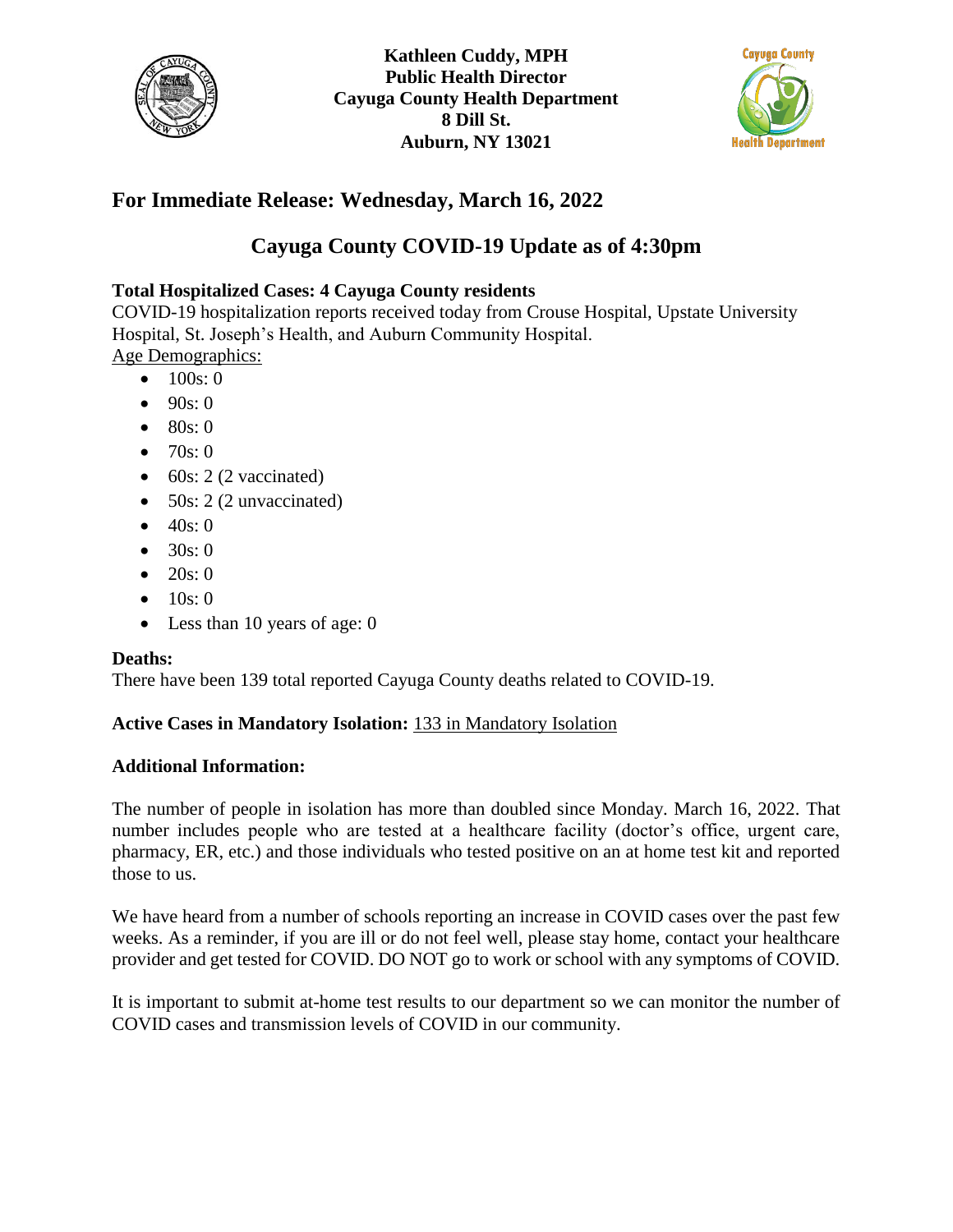**Kathleen Cuddy, MPH**
**Public Health Director**
**Cayuga County Health Department**
**8 Dill St.**
**Auburn, NY 13021**

## For Immediate Release: Wednesday, March 16, 2022

## Cayuga County COVID-19 Update as of 4:30pm

**Total Hospitalized Cases: 4 Cayuga County residents**
COVID-19 hospitalization reports received today from Crouse Hospital, Upstate University Hospital, St. Joseph's Health, and Auburn Community Hospital.
Age Demographics:

- 100s: 0
- 90s: 0
- 80s: 0
- 70s: 0
- 60s: 2 (2 vaccinated)
- 50s: 2 (2 unvaccinated)
- 40s: 0
- 30s: 0
- 20s: 0
- 10s: 0
- Less than 10 years of age: 0

**Deaths:**
There have been 139 total reported Cayuga County deaths related to COVID-19.

**Active Cases in Mandatory Isolation:** 133 in Mandatory Isolation

**Additional Information:**

The number of people in isolation has more than doubled since Monday. March 16, 2022. That number includes people who are tested at a healthcare facility (doctor's office, urgent care, pharmacy, ER, etc.) and those individuals who tested positive on an at home test kit and reported those to us.

We have heard from a number of schools reporting an increase in COVID cases over the past few weeks. As a reminder, if you are ill or do not feel well, please stay home, contact your healthcare provider and get tested for COVID. DO NOT go to work or school with any symptoms of COVID.

It is important to submit at-home test results to our department so we can monitor the number of COVID cases and transmission levels of COVID in our community.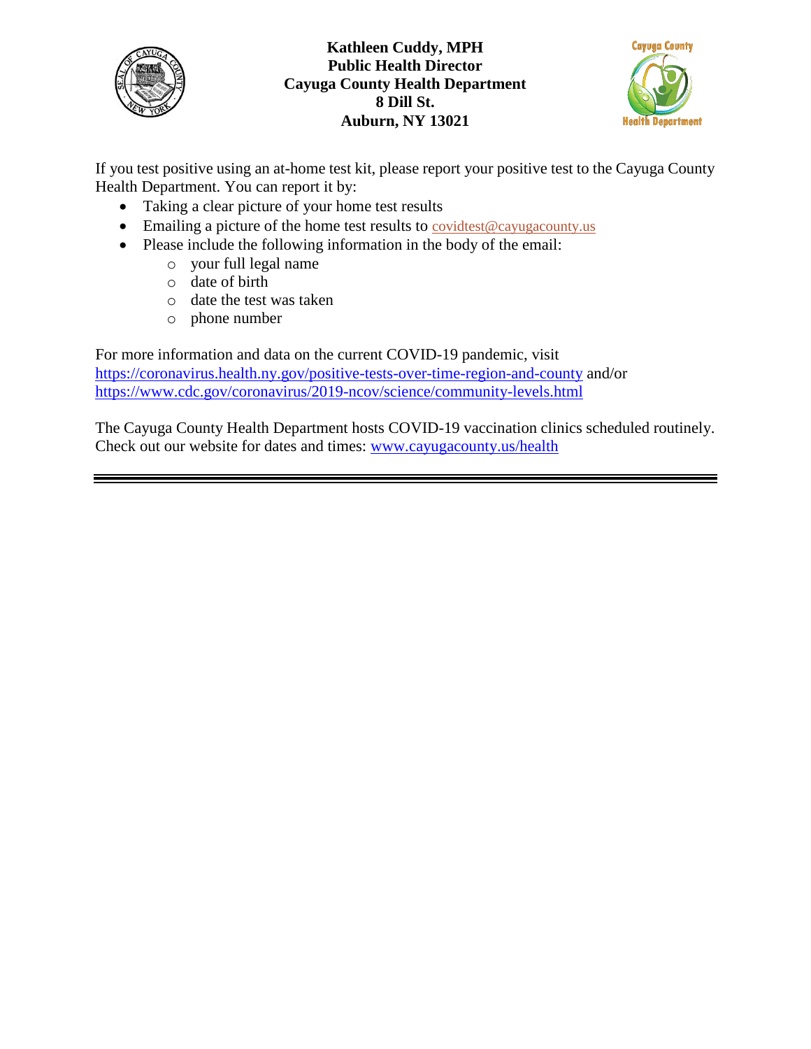**Kathleen Cuddy, MPH**
**Public Health Director**
**Cayuga County Health Department**
**8 Dill St.**
**Auburn, NY 13021**

If you test positive using an at-home test kit, please report your positive test to the Cayuga County Health Department. You can report it by:

- Taking a clear picture of your home test results
- Emailing a picture of the home test results to covidtest@cayugacounty.us
- Please include the following information in the body of the email:
  - your full legal name
  - date of birth
  - date the test was taken
  - phone number

For more information and data on the current COVID-19 pandemic, visit https://coronavirus.health.ny.gov/positive-tests-over-time-region-and-county and/or https://www.cdc.gov/coronavirus/2019-ncov/science/community-levels.html

The Cayuga County Health Department hosts COVID-19 vaccination clinics scheduled routinely. Check out our website for dates and times: www.cayugacounty.us/health